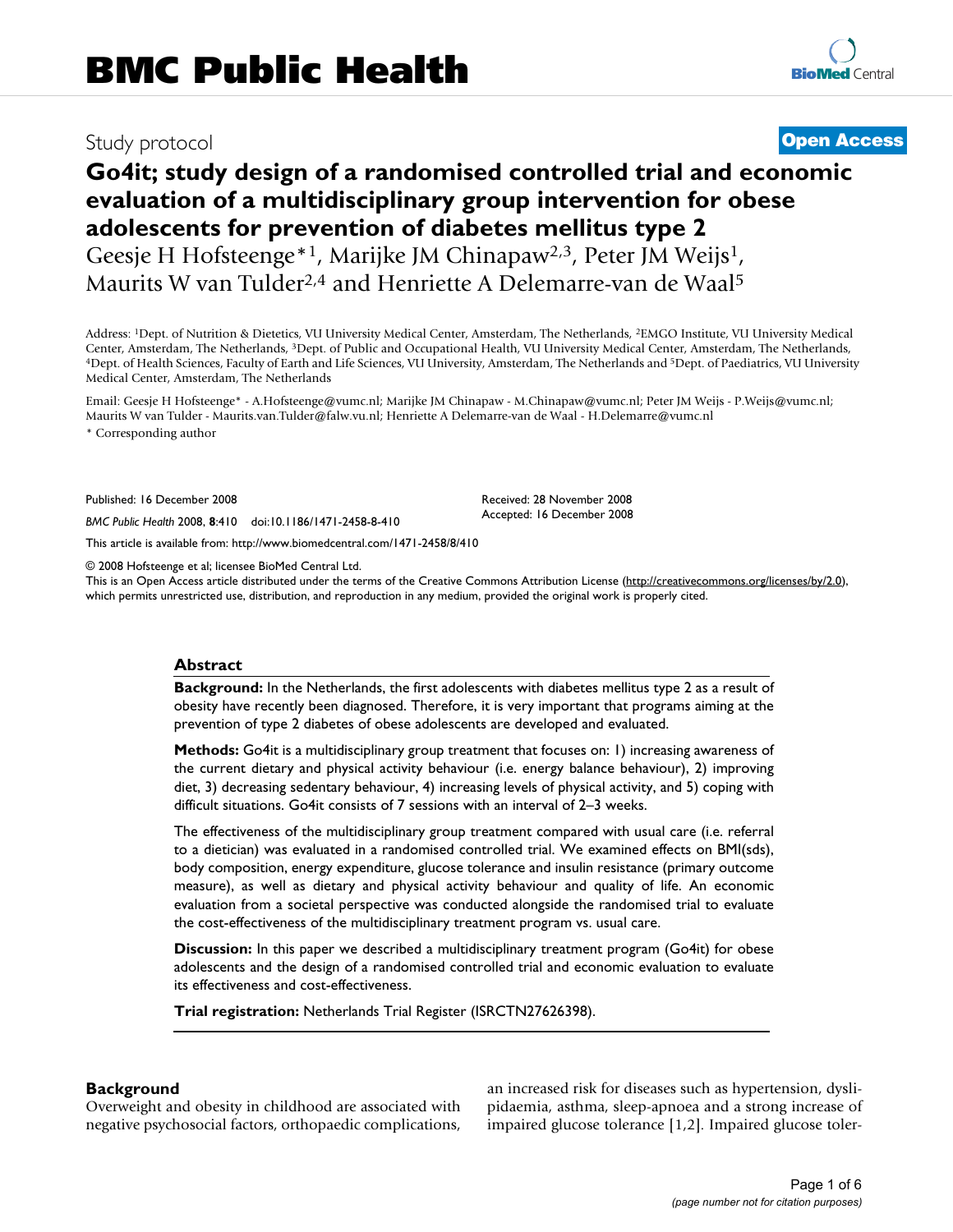Study protocol **Open Access**

# Go4it; study design of a randomised controlled trial and economic evaluation of a multidisciplinary group intervention for obese adolescents for prevention of diabetes mellitus type 2

Geesje H Hofsteenge*[1], Marijke JM Chinapaw[2,3], Peter JM Weijs[1], Maurits W van Tulder[2,4] and Henriette A Delemarre-van de Waal[5]

Address: [1]Dept. of Nutrition & Dietetics, VU University Medical Center, Amsterdam, The Netherlands, [2]EMGO Institute, VU University Medical Center, Amsterdam, The Netherlands, [3]Dept. of Public and Occupational Health, VU University Medical Center, Amsterdam, The Netherlands, [4]Dept. of Health Sciences, Faculty of Earth and Life Sciences, VU University, Amsterdam, The Netherlands and [5]Dept. of Paediatrics, VU University Medical Center, Amsterdam, The Netherlands

Email: Geesje H Hofsteenge* - A.Hofsteenge@vumc.nl; Marijke JM Chinapaw - M.Chinapaw@vumc.nl; Peter JM Weijs - P.Weijs@vumc.nl; Maurits W van Tulder - Maurits.van.Tulder@falw.vu.nl; Henriette A Delemarre-van de Waal - H.Delemarre@vumc.nl

\* Corresponding author

Published: 16 December 2008

*BMC Public Health* 2008, **8**:410 doi:10.1186/1471-2458-8-410

Received: 28 November 2008
Accepted: 16 December 2008

This article is available from: http://www.biomedcentral.com/1471-2458/8/410

© 2008 Hofsteenge et al; licensee BioMed Central Ltd.
This is an Open Access article distributed under the terms of the Creative Commons Attribution License (http://creativecommons.org/licenses/by/2.0), which permits unrestricted use, distribution, and reproduction in any medium, provided the original work is properly cited.

## Abstract

**Background:** In the Netherlands, the first adolescents with diabetes mellitus type 2 as a result of obesity have recently been diagnosed. Therefore, it is very important that programs aiming at the prevention of type 2 diabetes of obese adolescents are developed and evaluated.

**Methods:** Go4it is a multidisciplinary group treatment that focuses on: 1) increasing awareness of the current dietary and physical activity behaviour (i.e. energy balance behaviour), 2) improving diet, 3) decreasing sedentary behaviour, 4) increasing levels of physical activity, and 5) coping with difficult situations. Go4it consists of 7 sessions with an interval of 2–3 weeks.

The effectiveness of the multidisciplinary group treatment compared with usual care (i.e. referral to a dietician) was evaluated in a randomised controlled trial. We examined effects on BMI(sds), body composition, energy expenditure, glucose tolerance and insulin resistance (primary outcome measure), as well as dietary and physical activity behaviour and quality of life. An economic evaluation from a societal perspective was conducted alongside the randomised trial to evaluate the cost-effectiveness of the multidisciplinary treatment program vs. usual care.

**Discussion:** In this paper we described a multidisciplinary treatment program (Go4it) for obese adolescents and the design of a randomised controlled trial and economic evaluation to evaluate its effectiveness and cost-effectiveness.

**Trial registration:** Netherlands Trial Register (ISRCTN27626398).

## Background

Overweight and obesity in childhood are associated with negative psychosocial factors, orthopaedic complications, an increased risk for diseases such as hypertension, dyslipidaemia, asthma, sleep-apnoea and a strong increase of impaired glucose tolerance [1,2]. Impaired glucose toler-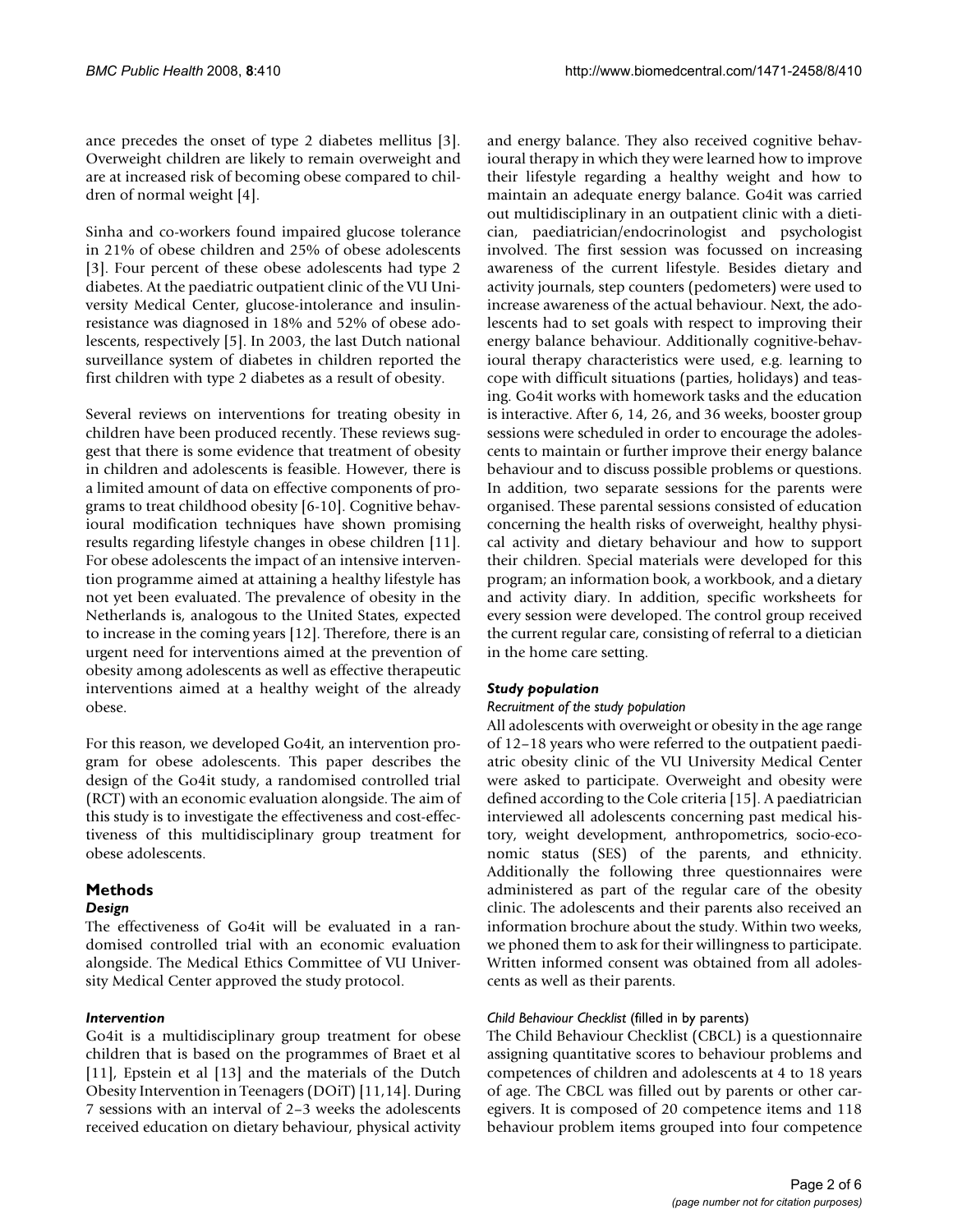ance precedes the onset of type 2 diabetes mellitus [3]. Overweight children are likely to remain overweight and are at increased risk of becoming obese compared to children of normal weight [4].

Sinha and co-workers found impaired glucose tolerance in 21% of obese children and 25% of obese adolescents [3]. Four percent of these obese adolescents had type 2 diabetes. At the paediatric outpatient clinic of the VU University Medical Center, glucose-intolerance and insulin-resistance was diagnosed in 18% and 52% of obese adolescents, respectively [5]. In 2003, the last Dutch national surveillance system of diabetes in children reported the first children with type 2 diabetes as a result of obesity.

Several reviews on interventions for treating obesity in children have been produced recently. These reviews suggest that there is some evidence that treatment of obesity in children and adolescents is feasible. However, there is a limited amount of data on effective components of programs to treat childhood obesity [6-10]. Cognitive behavioural modification techniques have shown promising results regarding lifestyle changes in obese children [11]. For obese adolescents the impact of an intensive intervention programme aimed at attaining a healthy lifestyle has not yet been evaluated. The prevalence of obesity in the Netherlands is, analogous to the United States, expected to increase in the coming years [12]. Therefore, there is an urgent need for interventions aimed at the prevention of obesity among adolescents as well as effective therapeutic interventions aimed at a healthy weight of the already obese.

For this reason, we developed Go4it, an intervention program for obese adolescents. This paper describes the design of the Go4it study, a randomised controlled trial (RCT) with an economic evaluation alongside. The aim of this study is to investigate the effectiveness and cost-effectiveness of this multidisciplinary group treatment for obese adolescents.

## Methods

### *Design*

The effectiveness of Go4it will be evaluated in a randomised controlled trial with an economic evaluation alongside. The Medical Ethics Committee of VU University Medical Center approved the study protocol.

### *Intervention*

Go4it is a multidisciplinary group treatment for obese children that is based on the programmes of Braet et al [11], Epstein et al [13] and the materials of the Dutch Obesity Intervention in Teenagers (DOiT) [11,14]. During 7 sessions with an interval of 2–3 weeks the adolescents received education on dietary behaviour, physical activity and energy balance. They also received cognitive behavioural therapy in which they were learned how to improve their lifestyle regarding a healthy weight and how to maintain an adequate energy balance. Go4it was carried out multidisciplinary in an outpatient clinic with a dietician, paediatrician/endocrinologist and psychologist involved. The first session was focussed on increasing awareness of the current lifestyle. Besides dietary and activity journals, step counters (pedometers) were used to increase awareness of the actual behaviour. Next, the adolescents had to set goals with respect to improving their energy balance behaviour. Additionally cognitive-behavioural therapy characteristics were used, e.g. learning to cope with difficult situations (parties, holidays) and teasing. Go4it works with homework tasks and the education is interactive. After 6, 14, 26, and 36 weeks, booster group sessions were scheduled in order to encourage the adolescents to maintain or further improve their energy balance behaviour and to discuss possible problems or questions. In addition, two separate sessions for the parents were organised. These parental sessions consisted of education concerning the health risks of overweight, healthy physical activity and dietary behaviour and how to support their children. Special materials were developed for this program; an information book, a workbook, and a dietary and activity diary. In addition, specific worksheets for every session were developed. The control group received the current regular care, consisting of referral to a dietician in the home care setting.

### *Study population*

#### *Recruitment of the study population*

All adolescents with overweight or obesity in the age range of 12–18 years who were referred to the outpatient paediatric obesity clinic of the VU University Medical Center were asked to participate. Overweight and obesity were defined according to the Cole criteria [15]. A paediatrician interviewed all adolescents concerning past medical history, weight development, anthropometrics, socio-economic status (SES) of the parents, and ethnicity. Additionally the following three questionnaires were administered as part of the regular care of the obesity clinic. The adolescents and their parents also received an information brochure about the study. Within two weeks, we phoned them to ask for their willingness to participate. Written informed consent was obtained from all adolescents as well as their parents.

#### *Child Behaviour Checklist* (filled in by parents)

The Child Behaviour Checklist (CBCL) is a questionnaire assigning quantitative scores to behaviour problems and competences of children and adolescents at 4 to 18 years of age. The CBCL was filled out by parents or other caregivers. It is composed of 20 competence items and 118 behaviour problem items grouped into four competence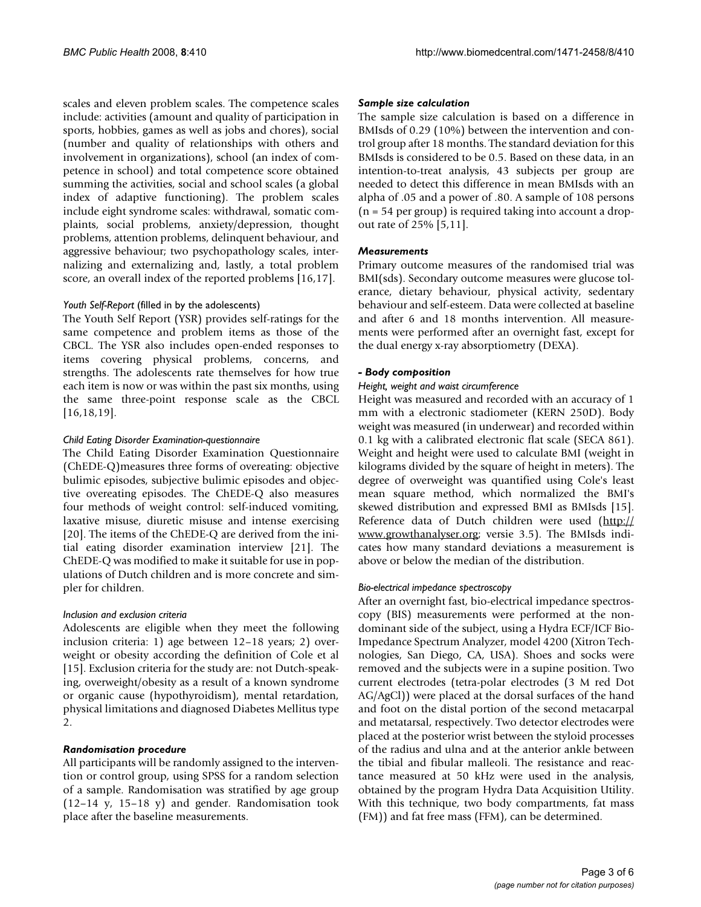scales and eleven problem scales. The competence scales include: activities (amount and quality of participation in sports, hobbies, games as well as jobs and chores), social (number and quality of relationships with others and involvement in organizations), school (an index of competence in school) and total competence score obtained summing the activities, social and school scales (a global index of adaptive functioning). The problem scales include eight syndrome scales: withdrawal, somatic complaints, social problems, anxiety/depression, thought problems, attention problems, delinquent behaviour, and aggressive behaviour; two psychopathology scales, internalizing and externalizing and, lastly, a total problem score, an overall index of the reported problems [16,17].

#### *Youth Self-Report* (filled in by the adolescents)

The Youth Self Report (YSR) provides self-ratings for the same competence and problem items as those of the CBCL. The YSR also includes open-ended responses to items covering physical problems, concerns, and strengths. The adolescents rate themselves for how true each item is now or was within the past six months, using the same three-point response scale as the CBCL [16,18,19].

#### *Child Eating Disorder Examination-questionnaire*

The Child Eating Disorder Examination Questionnaire (ChEDE-Q)measures three forms of overeating: objective bulimic episodes, subjective bulimic episodes and objective overeating episodes. The ChEDE-Q also measures four methods of weight control: self-induced vomiting, laxative misuse, diuretic misuse and intense exercising [20]. The items of the ChEDE-Q are derived from the initial eating disorder examination interview [21]. The ChEDE-Q was modified to make it suitable for use in populations of Dutch children and is more concrete and simpler for children.

#### *Inclusion and exclusion criteria*

Adolescents are eligible when they meet the following inclusion criteria: 1) age between 12–18 years; 2) overweight or obesity according the definition of Cole et al [15]. Exclusion criteria for the study are: not Dutch-speaking, overweight/obesity as a result of a known syndrome or organic cause (hypothyroidism), mental retardation, physical limitations and diagnosed Diabetes Mellitus type 2.

### *Randomisation procedure*

All participants will be randomly assigned to the intervention or control group, using SPSS for a random selection of a sample. Randomisation was stratified by age group (12–14 y, 15–18 y) and gender. Randomisation took place after the baseline measurements.

### *Sample size calculation*

The sample size calculation is based on a difference in BMIsds of 0.29 (10%) between the intervention and control group after 18 months. The standard deviation for this BMIsds is considered to be 0.5. Based on these data, in an intention-to-treat analysis, 43 subjects per group are needed to detect this difference in mean BMIsds with an alpha of .05 and a power of .80. A sample of 108 persons (n = 54 per group) is required taking into account a drop-out rate of 25% [5,11].

### *Measurements*

Primary outcome measures of the randomised trial was BMI(sds). Secondary outcome measures were glucose tolerance, dietary behaviour, physical activity, sedentary behaviour and self-esteem. Data were collected at baseline and after 6 and 18 months intervention. All measurements were performed after an overnight fast, except for the dual energy x-ray absorptiometry (DEXA).

### *- Body composition*

#### *Height, weight and waist circumference*

Height was measured and recorded with an accuracy of 1 mm with a electronic stadiometer (KERN 250D). Body weight was measured (in underwear) and recorded within 0.1 kg with a calibrated electronic flat scale (SECA 861). Weight and height were used to calculate BMI (weight in kilograms divided by the square of height in meters). The degree of overweight was quantified using Cole's least mean square method, which normalized the BMI's skewed distribution and expressed BMI as BMIsds [15]. Reference data of Dutch children were used (http://www.growthanalyser.org; versie 3.5). The BMIsds indicates how many standard deviations a measurement is above or below the median of the distribution.

#### *Bio-electrical impedance spectroscopy*

After an overnight fast, bio-electrical impedance spectroscopy (BIS) measurements were performed at the non-dominant side of the subject, using a Hydra ECF/ICF Bio-Impedance Spectrum Analyzer, model 4200 (Xitron Technologies, San Diego, CA, USA). Shoes and socks were removed and the subjects were in a supine position. Two current electrodes (tetra-polar electrodes (3 M red Dot AG/AgCl)) were placed at the dorsal surfaces of the hand and foot on the distal portion of the second metacarpal and metatarsal, respectively. Two detector electrodes were placed at the posterior wrist between the styloid processes of the radius and ulna and at the anterior ankle between the tibial and fibular malleoli. The resistance and reactance measured at 50 kHz were used in the analysis, obtained by the program Hydra Data Acquisition Utility. With this technique, two body compartments, fat mass (FM)) and fat free mass (FFM), can be determined.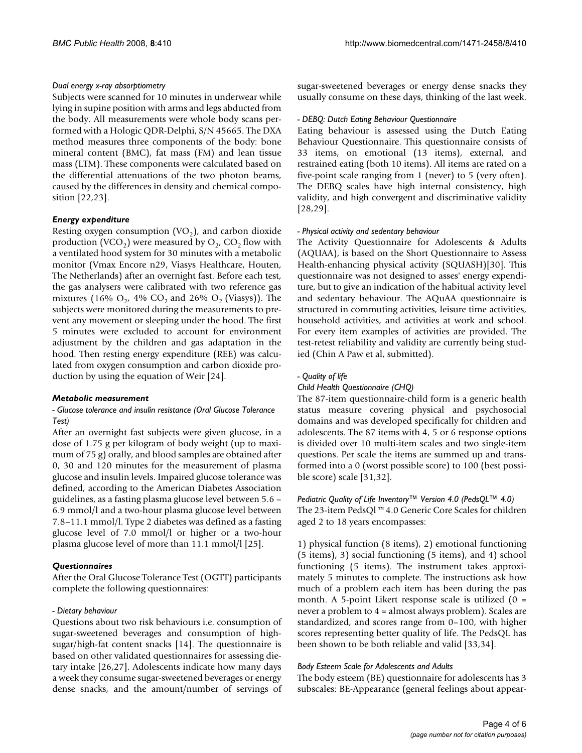*Dual energy x-ray absorptiometry*

Subjects were scanned for 10 minutes in underwear while lying in supine position with arms and legs abducted from the body. All measurements were whole body scans performed with a Hologic QDR-Delphi, S/N 45665. The DXA method measures three components of the body: bone mineral content (BMC), fat mass (FM) and lean tissue mass (LTM). These components were calculated based on the differential attenuations of the two photon beams, caused by the differences in density and chemical composition [22,23].

### *Energy expenditure*

Resting oxygen consumption ($VO_2$), and carbon dioxide production ($VCO_2$) were measured by $O_2$, $CO_2$ flow with a ventilated hood system for 30 minutes with a metabolic monitor (Vmax Encore n29, Viasys Healthcare, Houten, The Netherlands) after an overnight fast. Before each test, the gas analysers were calibrated with two reference gas mixtures (16% $O_2$, 4% $CO_2$ and 26% $O_2$ (Viasys)). The subjects were monitored during the measurements to prevent any movement or sleeping under the hood. The first 5 minutes were excluded to account for environment adjustment by the children and gas adaptation in the hood. Then resting energy expenditure (REE) was calculated from oxygen consumption and carbon dioxide production by using the equation of Weir [24].

### *Metabolic measurement*

*- Glucose tolerance and insulin resistance (Oral Glucose Tolerance Test)*

After an overnight fast subjects were given glucose, in a dose of 1.75 g per kilogram of body weight (up to maximum of 75 g) orally, and blood samples are obtained after 0, 30 and 120 minutes for the measurement of plasma glucose and insulin levels. Impaired glucose tolerance was defined, according to the American Diabetes Association guidelines, as a fasting plasma glucose level between 5.6 – 6.9 mmol/l and a two-hour plasma glucose level between 7.8–11.1 mmol/l. Type 2 diabetes was defined as a fasting glucose level of 7.0 mmol/l or higher or a two-hour plasma glucose level of more than 11.1 mmol/l [25].

### *Questionnaires*

After the Oral Glucose Tolerance Test (OGTT) participants complete the following questionnaires:

*- Dietary behaviour*

Questions about two risk behaviours i.e. consumption of sugar-sweetened beverages and consumption of high-sugar/high-fat content snacks [14]. The questionnaire is based on other validated questionnaires for assessing dietary intake [26,27]. Adolescents indicate how many days a week they consume sugar-sweetened beverages or energy dense snacks, and the amount/number of servings of sugar-sweetened beverages or energy dense snacks they usually consume on these days, thinking of the last week.

*- DEBQ: Dutch Eating Behaviour Questionnaire*

Eating behaviour is assessed using the Dutch Eating Behaviour Questionnaire. This questionnaire consists of 33 items, on emotional (13 items), external, and restrained eating (both 10 items). All items are rated on a five-point scale ranging from 1 (never) to 5 (very often). The DEBQ scales have high internal consistency, high validity, and high convergent and discriminative validity [28,29].

*- Physical activity and sedentary behaviour*

The Activity Questionnaire for Adolescents & Adults (AQUAA), is based on the Short Questionnaire to Assess Health-enhancing physical activity (SQUASH)[30]. This questionnaire was not designed to asses' energy expenditure, but to give an indication of the habitual activity level and sedentary behaviour. The AQuAA questionnaire is structured in commuting activities, leisure time activities, household activities, and activities at work and school. For every item examples of activities are provided. The test-retest reliability and validity are currently being studied (Chin A Paw et al, submitted).

*- Quality of life*

*Child Health Questionnaire (CHQ)*

The 87-item questionnaire-child form is a generic health status measure covering physical and psychosocial domains and was developed specifically for children and adolescents. The 87 items with 4, 5 or 6 response options is divided over 10 multi-item scales and two single-item questions. Per scale the items are summed up and transformed into a 0 (worst possible score) to 100 (best possible score) scale [31,32].

*Pediatric Quality of Life Inventory™ Version 4.0 (PedsQL™ 4.0)*

The 23-item PedsQl ™ 4.0 Generic Core Scales for children aged 2 to 18 years encompasses:

1) physical function (8 items), 2) emotional functioning (5 items), 3) social functioning (5 items), and 4) school functioning (5 items). The instrument takes approximately 5 minutes to complete. The instructions ask how much of a problem each item has been during the pas month. A 5-point Likert response scale is utilized (0 = never a problem to 4 = almost always problem). Scales are standardized, and scores range from 0–100, with higher scores representing better quality of life. The PedsQL has been shown to be both reliable and valid [33,34].

*Body Esteem Scale for Adolescents and Adults*

The body esteem (BE) questionnaire for adolescents has 3 subscales: BE-Appearance (general feelings about appear-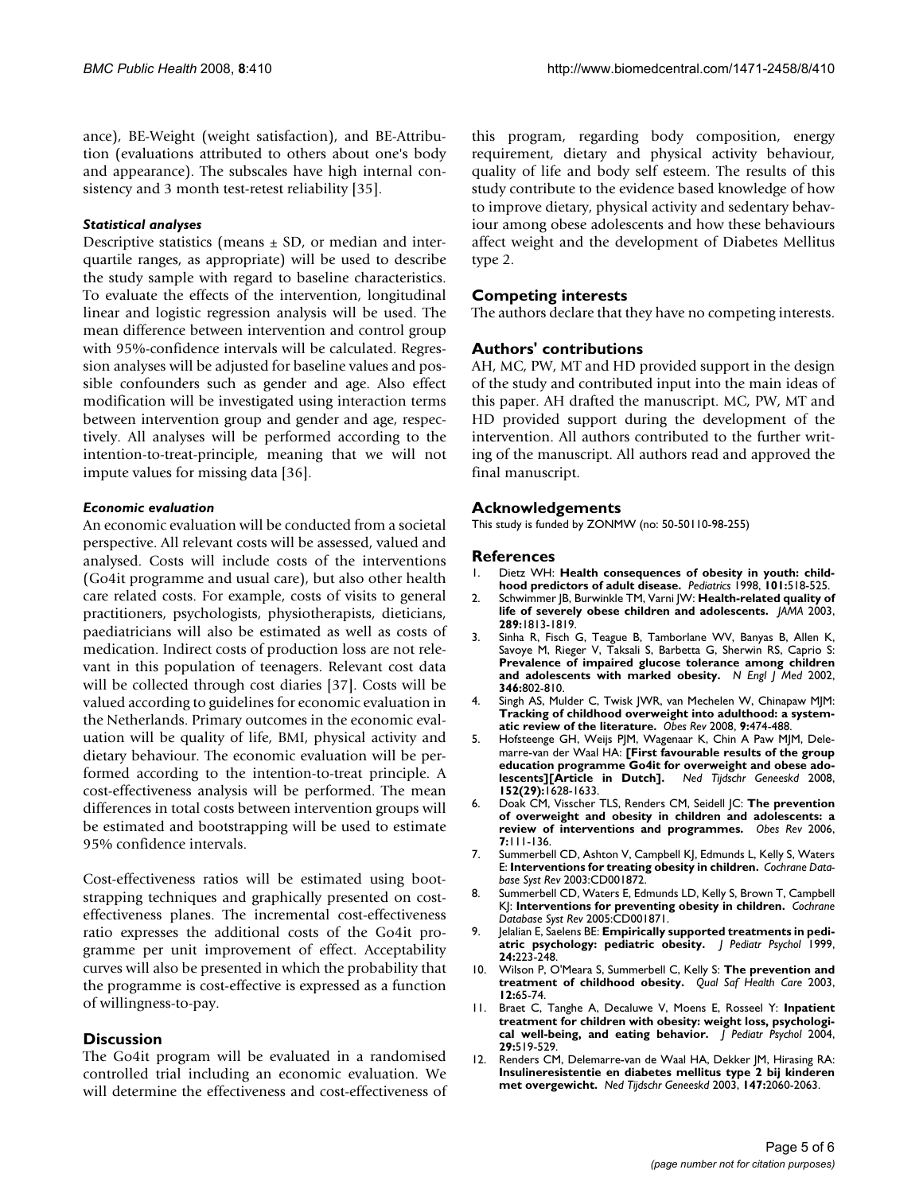ance), BE-Weight (weight satisfaction), and BE-Attribution (evaluations attributed to others about one's body and appearance). The subscales have high internal consistency and 3 month test-retest reliability [35].

#### *Statistical analyses*

Descriptive statistics (means ± SD, or median and interquartile ranges, as appropriate) will be used to describe the study sample with regard to baseline characteristics. To evaluate the effects of the intervention, longitudinal linear and logistic regression analysis will be used. The mean difference between intervention and control group with 95%-confidence intervals will be calculated. Regression analyses will be adjusted for baseline values and possible confounders such as gender and age. Also effect modification will be investigated using interaction terms between intervention group and gender and age, respectively. All analyses will be performed according to the intention-to-treat-principle, meaning that we will not impute values for missing data [36].

#### *Economic evaluation*

An economic evaluation will be conducted from a societal perspective. All relevant costs will be assessed, valued and analysed. Costs will include costs of the interventions (Go4it programme and usual care), but also other health care related costs. For example, costs of visits to general practitioners, psychologists, physiotherapists, dieticians, paediatricians will also be estimated as well as costs of medication. Indirect costs of production loss are not relevant in this population of teenagers. Relevant cost data will be collected through cost diaries [37]. Costs will be valued according to guidelines for economic evaluation in the Netherlands. Primary outcomes in the economic evaluation will be quality of life, BMI, physical activity and dietary behaviour. The economic evaluation will be performed according to the intention-to-treat principle. A cost-effectiveness analysis will be performed. The mean differences in total costs between intervention groups will be estimated and bootstrapping will be used to estimate 95% confidence intervals.

Cost-effectiveness ratios will be estimated using bootstrapping techniques and graphically presented on cost-effectiveness planes. The incremental cost-effectiveness ratio expresses the additional costs of the Go4it programme per unit improvement of effect. Acceptability curves will also be presented in which the probability that the programme is cost-effective is expressed as a function of willingness-to-pay.

## Discussion

The Go4it program will be evaluated in a randomised controlled trial including an economic evaluation. We will determine the effectiveness and cost-effectiveness of this program, regarding body composition, energy requirement, dietary and physical activity behaviour, quality of life and body self esteem. The results of this study contribute to the evidence based knowledge of how to improve dietary, physical activity and sedentary behaviour among obese adolescents and how these behaviours affect weight and the development of Diabetes Mellitus type 2.

## Competing interests

The authors declare that they have no competing interests.

## Authors' contributions

AH, MC, PW, MT and HD provided support in the design of the study and contributed input into the main ideas of this paper. AH drafted the manuscript. MC, PW, MT and HD provided support during the development of the intervention. All authors contributed to the further writing of the manuscript. All authors read and approved the final manuscript.

## Acknowledgements

This study is funded by ZONMW (no: 50-50110-98-255)

## References

1. Dietz WH: **Health consequences of obesity in youth: childhood predictors of adult disease.** *Pediatrics* 1998, **101:**518-525.
2. Schwimmer JB, Burwinkle TM, Varni JW: **Health-related quality of life of severely obese children and adolescents.** *JAMA* 2003, **289:**1813-1819.
3. Sinha R, Fisch G, Teague B, Tamborlane WV, Banyas B, Allen K, Savoye M, Rieger V, Taksali S, Barbetta G, Sherwin RS, Caprio S: **Prevalence of impaired glucose tolerance among children and adolescents with marked obesity.** *N Engl J Med* 2002, **346:**802-810.
4. Singh AS, Mulder C, Twisk JWR, van Mechelen W, Chinapaw MJM: **Tracking of childhood overweight into adulthood: a systematic review of the literature.** *Obes Rev* 2008, **9:**474-488.
5. Hofsteenge GH, Weijs PJM, Wagenaar K, Chin A Paw MJM, Delemarre-van der Waal HA: **[First favourable results of the group education programme Go4it for overweight and obese adolescents][Article in Dutch].** *Ned Tijdschr Geneeskd* 2008, **152(29):**1628-1633.
6. Doak CM, Visscher TLS, Renders CM, Seidell JC: **The prevention of overweight and obesity in children and adolescents: a review of interventions and programmes.** *Obes Rev* 2006, **7:**111-136.
7. Summerbell CD, Ashton V, Campbell KJ, Edmunds L, Kelly S, Waters E: **Interventions for treating obesity in children.** *Cochrane Database Syst Rev* 2003:CD001872.
8. Summerbell CD, Waters E, Edmunds LD, Kelly S, Brown T, Campbell KJ: **Interventions for preventing obesity in children.** *Cochrane Database Syst Rev* 2005:CD001871.
9. Jelalian E, Saelens BE: **Empirically supported treatments in pediatric psychology: pediatric obesity.** *J Pediatr Psychol* 1999, **24:**223-248.
10. Wilson P, O'Meara S, Summerbell C, Kelly S: **The prevention and treatment of childhood obesity.** *Qual Saf Health Care* 2003, **12:**65-74.
11. Braet C, Tanghe A, Decaluwe V, Moens E, Rosseel Y: **Inpatient treatment for children with obesity: weight loss, psychological well-being, and eating behavior.** *J Pediatr Psychol* 2004, **29:**519-529.
12. Renders CM, Delemarre-van de Waal HA, Dekker JM, Hirasing RA: **Insulineresistentie en diabetes mellitus type 2 bij kinderen met overgewicht.** *Ned Tijdschr Geneeskd* 2003, **147:**2060-2063.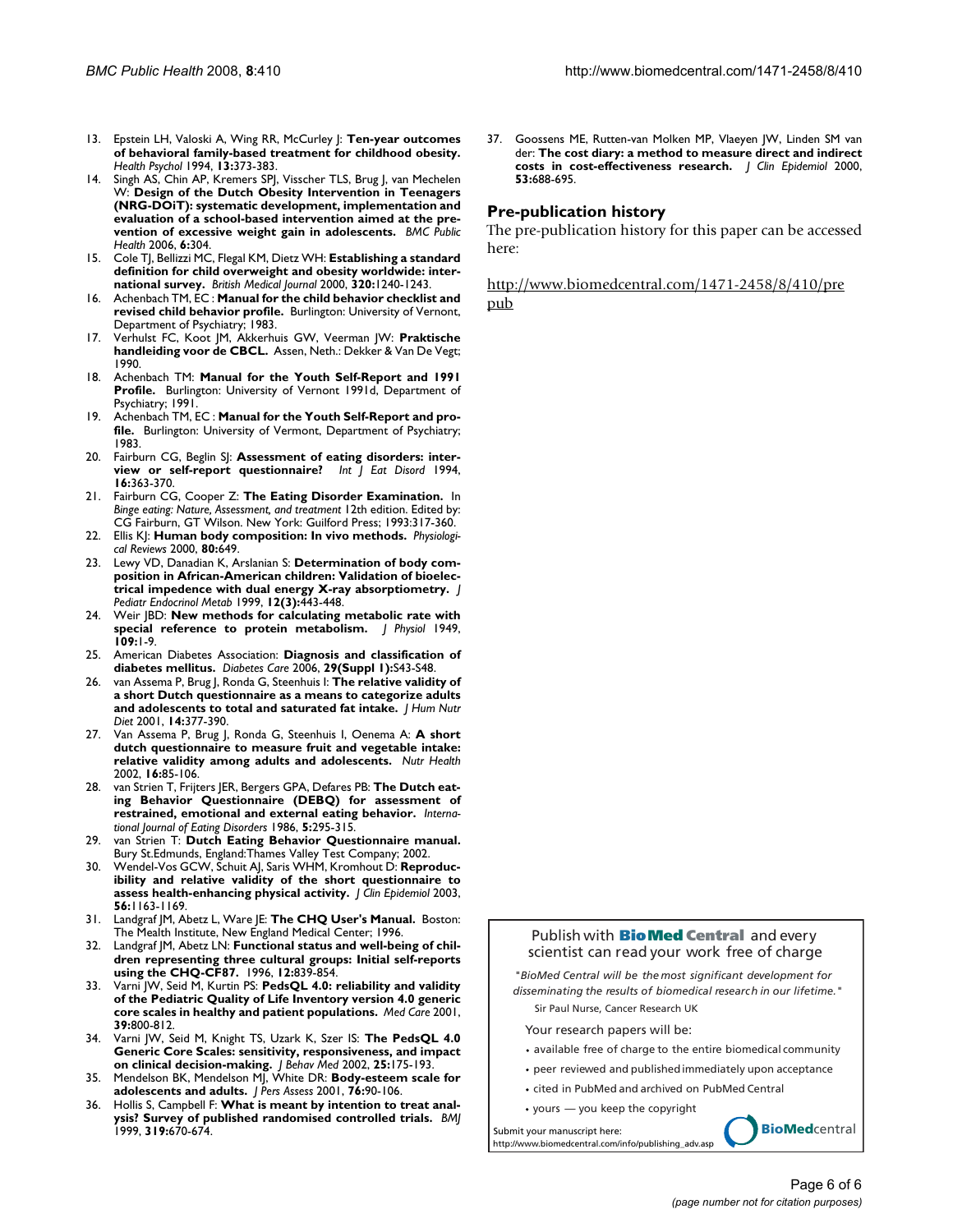13. Epstein LH, Valoski A, Wing RR, McCurley J: **Ten-year outcomes of behavioral family-based treatment for childhood obesity.** *Health Psychol* 1994, **13:**373-383.
14. Singh AS, Chin AP, Kremers SPJ, Visscher TLS, Brug J, van Mechelen W: **Design of the Dutch Obesity Intervention in Teenagers (NRG-DOiT): systematic development, implementation and evaluation of a school-based intervention aimed at the prevention of excessive weight gain in adolescents.** *BMC Public Health* 2006, **6:**304.
15. Cole TJ, Bellizzi MC, Flegal KM, Dietz WH: **Establishing a standard definition for child overweight and obesity worldwide: international survey.** *British Medical Journal* 2000, **320:**1240-1243.
16. Achenbach TM, EC : **Manual for the child behavior checklist and revised child behavior profile.** Burlington: University of Vernont, Department of Psychiatry; 1983.
17. Verhulst FC, Koot JM, Akkerhuis GW, Veerman JW: **Praktische handleiding voor de CBCL.** Assen, Neth.: Dekker & Van De Vegt; 1990.
18. Achenbach TM: **Manual for the Youth Self-Report and 1991 Profile.** Burlington: University of Vernont 1991d, Department of Psychiatry; 1991.
19. Achenbach TM, EC : **Manual for the Youth Self-Report and profile.** Burlington: University of Vermont, Department of Psychiatry; 1983.
20. Fairburn CG, Beglin SJ: **Assessment of eating disorders: interview or self-report questionnaire?** *Int J Eat Disord* 1994, **16:**363-370.
21. Fairburn CG, Cooper Z: **The Eating Disorder Examination.** In *Binge eating: Nature, Assessment, and treatment* 12th edition. Edited by: CG Fairburn, GT Wilson. New York: Guilford Press; 1993:317-360.
22. Ellis KJ: **Human body composition: In vivo methods.** *Physiological Reviews* 2000, **80:**649.
23. Lewy VD, Danadian K, Arslanian S: **Determination of body composition in African-American children: Validation of bioelectrical impedence with dual energy X-ray absorptiometry.** *J Pediatr Endocrinol Metab* 1999, **12(3):**443-448.
24. Weir JBD: **New methods for calculating metabolic rate with special reference to protein metabolism.** *J Physiol* 1949, **109:**1-9.
25. American Diabetes Association: **Diagnosis and classification of diabetes mellitus.** *Diabetes Care* 2006, **29(Suppl 1):**S43-S48.
26. van Assema P, Brug J, Ronda G, Steenhuis I: **The relative validity of a short Dutch questionnaire as a means to categorize adults and adolescents to total and saturated fat intake.** *J Hum Nutr Diet* 2001, **14:**377-390.
27. Van Assema P, Brug J, Ronda G, Steenhuis I, Oenema A: **A short dutch questionnaire to measure fruit and vegetable intake: relative validity among adults and adolescents.** *Nutr Health* 2002, **16:**85-106.
28. van Strien T, Frijters JER, Bergers GPA, Defares PB: **The Dutch eating Behavior Questionnaire (DEBQ) for assessment of restrained, emotional and external eating behavior.** *International Journal of Eating Disorders* 1986, **5:**295-315.
29. van Strien T: **Dutch Eating Behavior Questionnaire manual.** Bury St.Edmunds, England:Thames Valley Test Company; 2002.
30. Wendel-Vos GCW, Schuit AJ, Saris WHM, Kromhout D: **Reproducibility and relative validity of the short questionnaire to assess health-enhancing physical activity.** *J Clin Epidemiol* 2003, **56:**1163-1169.
31. Landgraf JM, Abetz L, Ware JE: **The CHQ User's Manual.** Boston: The Mealth Institute, New England Medical Center; 1996.
32. Landgraf JM, Abetz LN: **Functional status and well-being of children representing three cultural groups: Initial self-reports using the CHQ-CF87.** 1996, **12:**839-854.
33. Varni JW, Seid M, Kurtin PS: **PedsQL 4.0: reliability and validity of the Pediatric Quality of Life Inventory version 4.0 generic core scales in healthy and patient populations.** *Med Care* 2001, **39:**800-812.
34. Varni JW, Seid M, Knight TS, Uzark K, Szer IS: **The PedsQL 4.0 Generic Core Scales: sensitivity, responsiveness, and impact on clinical decision-making.** *J Behav Med* 2002, **25:**175-193.
35. Mendelson BK, Mendelson MJ, White DR: **Body-esteem scale for adolescents and adults.** *J Pers Assess* 2001, **76:**90-106.
36. Hollis S, Campbell F: **What is meant by intention to treat analysis? Survey of published randomised controlled trials.** *BMJ* 1999, **319:**670-674.
37. Goossens ME, Rutten-van Molken MP, Vlaeyen JW, Linden SM van der: **The cost diary: a method to measure direct and indirect costs in cost-effectiveness research.** *J Clin Epidemiol* 2000, **53:**688-695.

## Pre-publication history

The pre-publication history for this paper can be accessed here:

http://www.biomedcentral.com/1471-2458/8/410/prepub